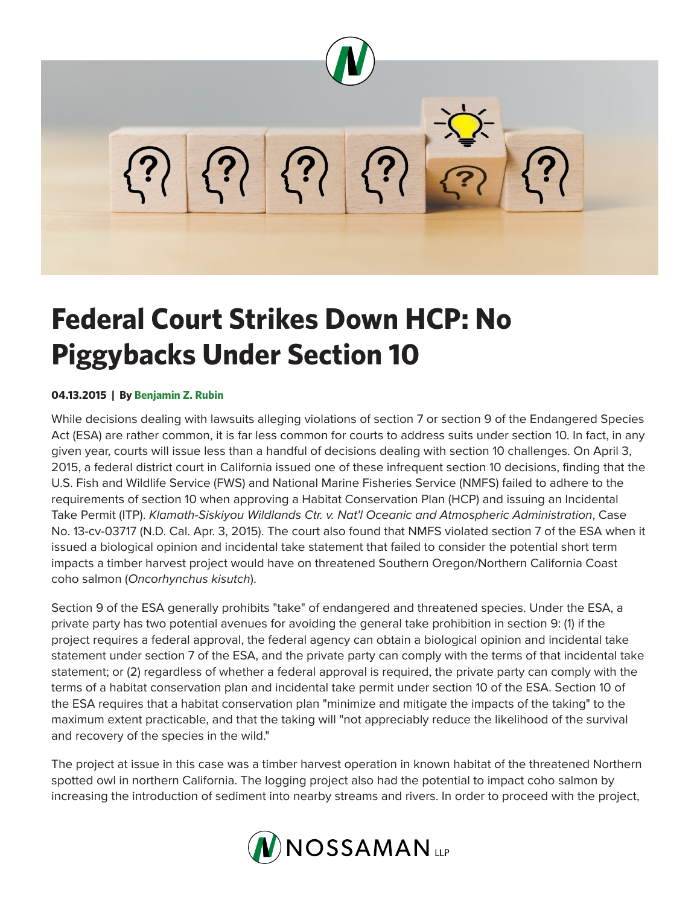# Federal Court Strikes Down HCP: No Piggybacks Under Section 10

**04.13.2015 | By Benjamin Z. Rubin**

While decisions dealing with lawsuits alleging violations of section 7 or section 9 of the Endangered Species Act (ESA) are rather common, it is far less common for courts to address suits under section 10. In fact, in any given year, courts will issue less than a handful of decisions dealing with section 10 challenges. On April 3, 2015, a federal district court in California issued one of these infrequent section 10 decisions, finding that the U.S. Fish and Wildlife Service (FWS) and National Marine Fisheries Service (NMFS) failed to adhere to the requirements of section 10 when approving a Habitat Conservation Plan (HCP) and issuing an Incidental Take Permit (ITP). *Klamath-Siskiyou Wildlands Ctr. v. Nat'l Oceanic and Atmospheric Administration*, Case No. 13-cv-03717 (N.D. Cal. Apr. 3, 2015). The court also found that NMFS violated section 7 of the ESA when it issued a biological opinion and incidental take statement that failed to consider the potential short term impacts a timber harvest project would have on threatened Southern Oregon/Northern California Coast coho salmon (*Oncorhynchus kisutch*).

Section 9 of the ESA generally prohibits "take" of endangered and threatened species. Under the ESA, a private party has two potential avenues for avoiding the general take prohibition in section 9: (1) if the project requires a federal approval, the federal agency can obtain a biological opinion and incidental take statement under section 7 of the ESA, and the private party can comply with the terms of that incidental take statement; or (2) regardless of whether a federal approval is required, the private party can comply with the terms of a habitat conservation plan and incidental take permit under section 10 of the ESA. Section 10 of the ESA requires that a habitat conservation plan "minimize and mitigate the impacts of the taking" to the maximum extent practicable, and that the taking will "not appreciably reduce the likelihood of the survival and recovery of the species in the wild."

The project at issue in this case was a timber harvest operation in known habitat of the threatened Northern spotted owl in northern California. The logging project also had the potential to impact coho salmon by increasing the introduction of sediment into nearby streams and rivers. In order to proceed with the project,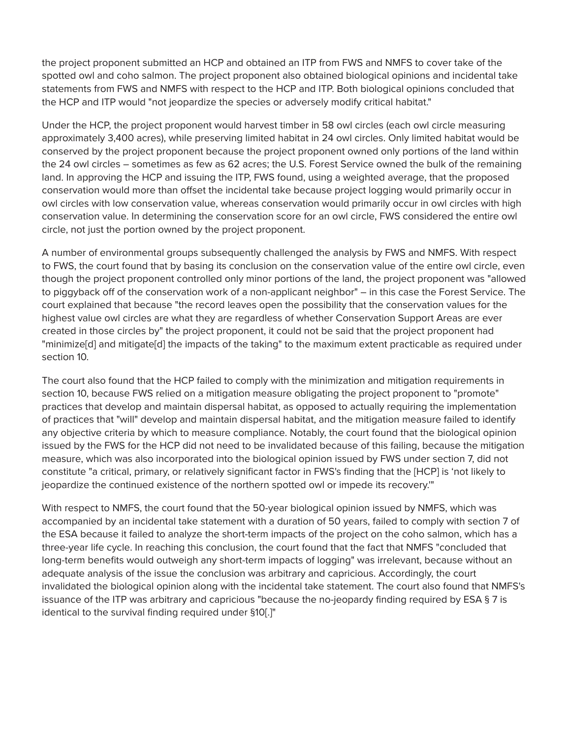the project proponent submitted an HCP and obtained an ITP from FWS and NMFS to cover take of the spotted owl and coho salmon. The project proponent also obtained biological opinions and incidental take statements from FWS and NMFS with respect to the HCP and ITP. Both biological opinions concluded that the HCP and ITP would "not jeopardize the species or adversely modify critical habitat."

Under the HCP, the project proponent would harvest timber in 58 owl circles (each owl circle measuring approximately 3,400 acres), while preserving limited habitat in 24 owl circles. Only limited habitat would be conserved by the project proponent because the project proponent owned only portions of the land within the 24 owl circles – sometimes as few as 62 acres; the U.S. Forest Service owned the bulk of the remaining land. In approving the HCP and issuing the ITP, FWS found, using a weighted average, that the proposed conservation would more than offset the incidental take because project logging would primarily occur in owl circles with low conservation value, whereas conservation would primarily occur in owl circles with high conservation value. In determining the conservation score for an owl circle, FWS considered the entire owl circle, not just the portion owned by the project proponent.

A number of environmental groups subsequently challenged the analysis by FWS and NMFS. With respect to FWS, the court found that by basing its conclusion on the conservation value of the entire owl circle, even though the project proponent controlled only minor portions of the land, the project proponent was "allowed to piggyback off of the conservation work of a non-applicant neighbor" – in this case the Forest Service. The court explained that because "the record leaves open the possibility that the conservation values for the highest value owl circles are what they are regardless of whether Conservation Support Areas are ever created in those circles by" the project proponent, it could not be said that the project proponent had "minimize[d] and mitigate[d] the impacts of the taking" to the maximum extent practicable as required under section 10.

The court also found that the HCP failed to comply with the minimization and mitigation requirements in section 10, because FWS relied on a mitigation measure obligating the project proponent to "promote" practices that develop and maintain dispersal habitat, as opposed to actually requiring the implementation of practices that "will" develop and maintain dispersal habitat, and the mitigation measure failed to identify any objective criteria by which to measure compliance. Notably, the court found that the biological opinion issued by the FWS for the HCP did not need to be invalidated because of this failing, because the mitigation measure, which was also incorporated into the biological opinion issued by FWS under section 7, did not constitute "a critical, primary, or relatively significant factor in FWS's finding that the [HCP] is 'not likely to jeopardize the continued existence of the northern spotted owl or impede its recovery.'"

With respect to NMFS, the court found that the 50-year biological opinion issued by NMFS, which was accompanied by an incidental take statement with a duration of 50 years, failed to comply with section 7 of the ESA because it failed to analyze the short-term impacts of the project on the coho salmon, which has a three-year life cycle. In reaching this conclusion, the court found that the fact that NMFS "concluded that long-term benefits would outweigh any short-term impacts of logging" was irrelevant, because without an adequate analysis of the issue the conclusion was arbitrary and capricious. Accordingly, the court invalidated the biological opinion along with the incidental take statement. The court also found that NMFS's issuance of the ITP was arbitrary and capricious "because the no-jeopardy finding required by ESA § 7 is identical to the survival finding required under §10[.]"